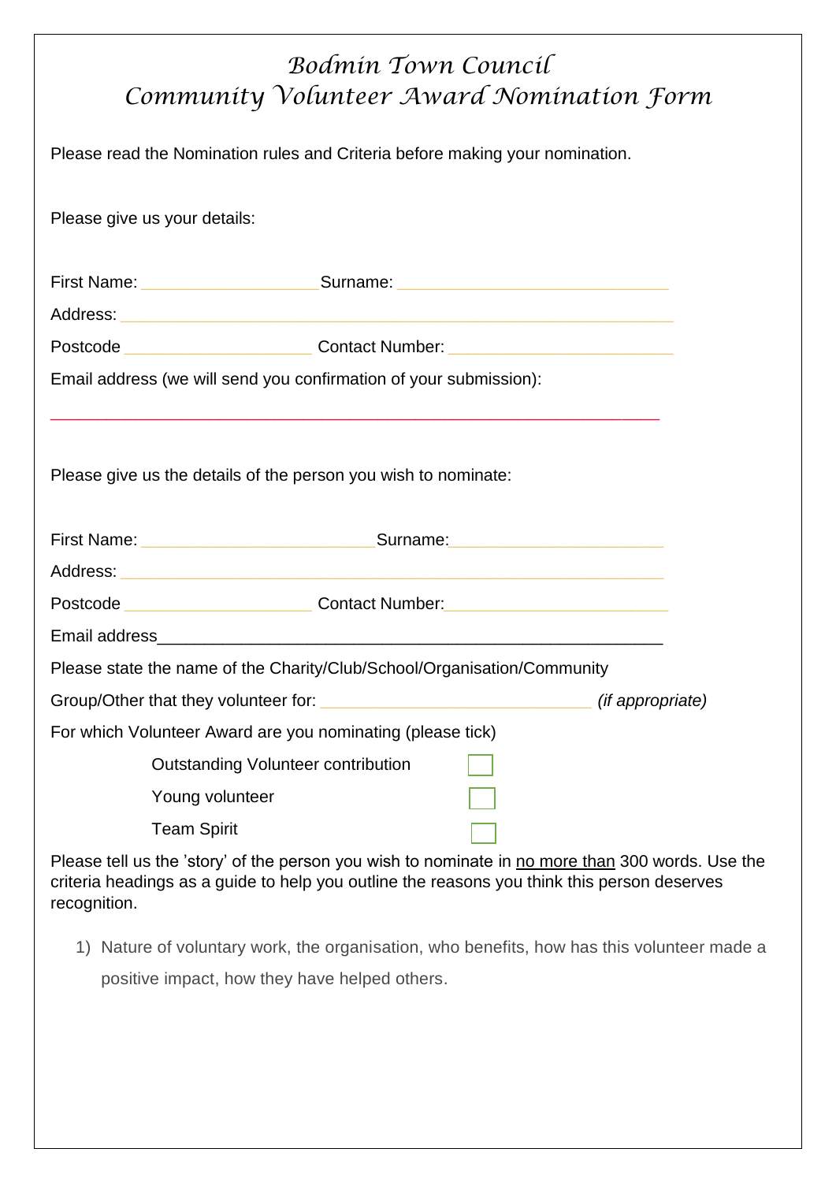# Bodmin Town Council
# Community Volunteer Award Nomination Form

Please read the Nomination rules and Criteria before making your nomination.

Please give us your details:

First Name: ____________________ Surname: ______________________________

Address: ______________________________________________________________

Postcode ____________________ Contact Number: ________________________

Email address (we will send you confirmation of your submission):

_______________________________________________________________________

Please give us the details of the person you wish to nominate:

First Name: __________________________ Surname: ________________________

Address: ______________________________________________________________

Postcode ____________________ Contact Number: ________________________

Email address__________________________________________________________

Please state the name of the Charity/Club/School/Organisation/Community

Group/Other that they volunteer for: ______________________________ *(if appropriate)*

For which Volunteer Award are you nominating (please tick)

- Outstanding Volunteer contribution ☐
- Young volunteer ☐
- Team Spirit ☐

Please tell us the 'story' of the person you wish to nominate in no more than 300 words. Use the criteria headings as a guide to help you outline the reasons you think this person deserves recognition.

1) Nature of voluntary work, the organisation, who benefits, how has this volunteer made a positive impact, how they have helped others.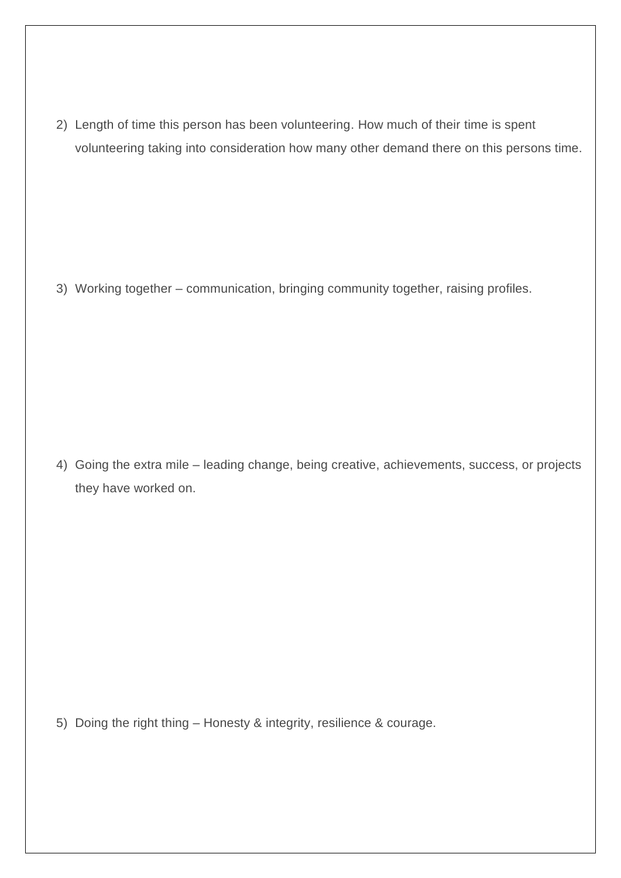2) Length of time this person has been volunteering. How much of their time is spent volunteering taking into consideration how many other demand there on this persons time.

3) Working together – communication, bringing community together, raising profiles.

4) Going the extra mile – leading change, being creative, achievements, success, or projects they have worked on.

5) Doing the right thing – Honesty & integrity, resilience & courage.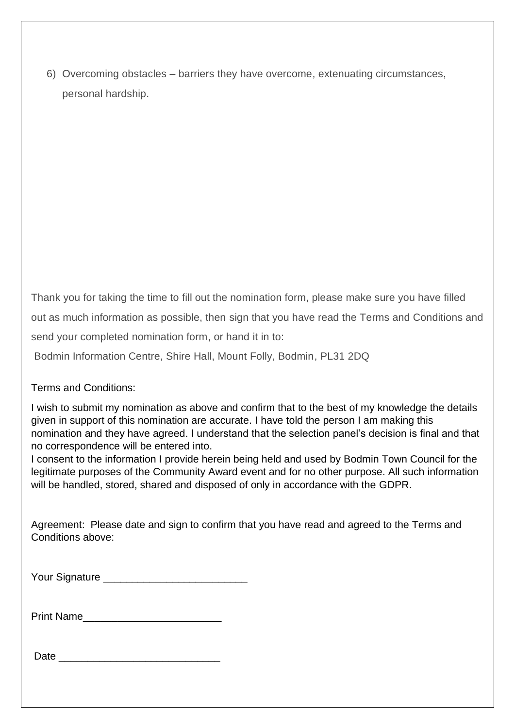6) Overcoming obstacles – barriers they have overcome, extenuating circumstances, personal hardship.

Thank you for taking the time to fill out the nomination form, please make sure you have filled out as much information as possible, then sign that you have read the Terms and Conditions and send your completed nomination form, or hand it in to:

Bodmin Information Centre, Shire Hall, Mount Folly, Bodmin, PL31 2DQ

Terms and Conditions:

I wish to submit my nomination as above and confirm that to the best of my knowledge the details given in support of this nomination are accurate. I have told the person I am making this nomination and they have agreed. I understand that the selection panel's decision is final and that no correspondence will be entered into.
I consent to the information I provide herein being held and used by Bodmin Town Council for the legitimate purposes of the Community Award event and for no other purpose. All such information will be handled, stored, shared and disposed of only in accordance with the GDPR.

Agreement: Please date and sign to confirm that you have read and agreed to the Terms and Conditions above:

Your Signature ________________________

Print Name________________________

Date ___________________________